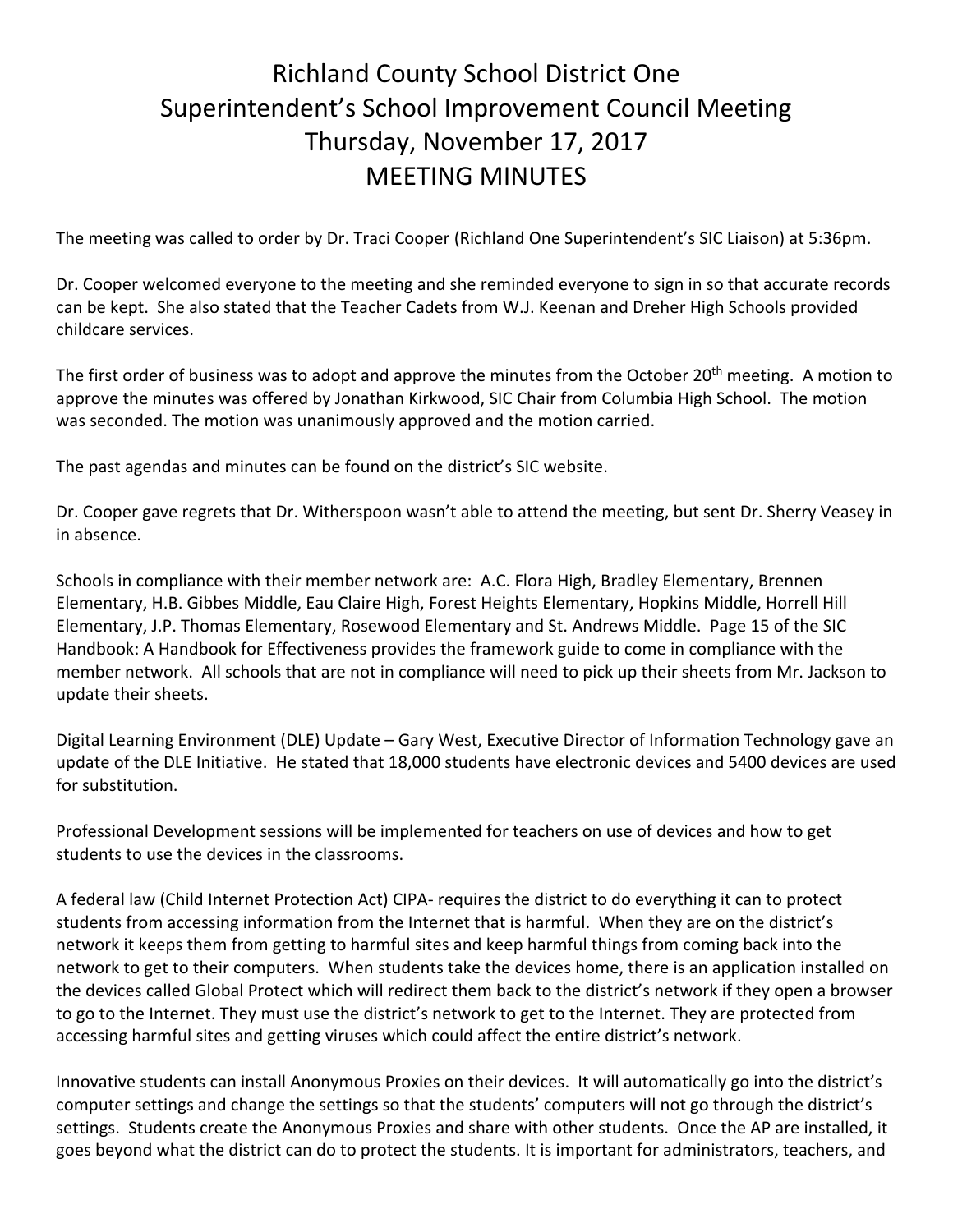# Richland County School District One
# Superintendent's School Improvement Council Meeting
# Thursday, November 17, 2017
# MEETING MINUTES

The meeting was called to order by Dr. Traci Cooper (Richland One Superintendent's SIC Liaison) at 5:36pm.

Dr. Cooper welcomed everyone to the meeting and she reminded everyone to sign in so that accurate records can be kept. She also stated that the Teacher Cadets from W.J. Keenan and Dreher High Schools provided childcare services.

The first order of business was to adopt and approve the minutes from the October 20th meeting. A motion to approve the minutes was offered by Jonathan Kirkwood, SIC Chair from Columbia High School. The motion was seconded. The motion was unanimously approved and the motion carried.

The past agendas and minutes can be found on the district's SIC website.

Dr. Cooper gave regrets that Dr. Witherspoon wasn't able to attend the meeting, but sent Dr. Sherry Veasey in in absence.

Schools in compliance with their member network are: A.C. Flora High, Bradley Elementary, Brennen Elementary, H.B. Gibbes Middle, Eau Claire High, Forest Heights Elementary, Hopkins Middle, Horrell Hill Elementary, J.P. Thomas Elementary, Rosewood Elementary and St. Andrews Middle. Page 15 of the SIC Handbook: A Handbook for Effectiveness provides the framework guide to come in compliance with the member network. All schools that are not in compliance will need to pick up their sheets from Mr. Jackson to update their sheets.

Digital Learning Environment (DLE) Update – Gary West, Executive Director of Information Technology gave an update of the DLE Initiative. He stated that 18,000 students have electronic devices and 5400 devices are used for substitution.

Professional Development sessions will be implemented for teachers on use of devices and how to get students to use the devices in the classrooms.

A federal law (Child Internet Protection Act) CIPA- requires the district to do everything it can to protect students from accessing information from the Internet that is harmful. When they are on the district's network it keeps them from getting to harmful sites and keep harmful things from coming back into the network to get to their computers. When students take the devices home, there is an application installed on the devices called Global Protect which will redirect them back to the district's network if they open a browser to go to the Internet. They must use the district's network to get to the Internet. They are protected from accessing harmful sites and getting viruses which could affect the entire district's network.

Innovative students can install Anonymous Proxies on their devices. It will automatically go into the district's computer settings and change the settings so that the students' computers will not go through the district's settings. Students create the Anonymous Proxies and share with other students. Once the AP are installed, it goes beyond what the district can do to protect the students. It is important for administrators, teachers, and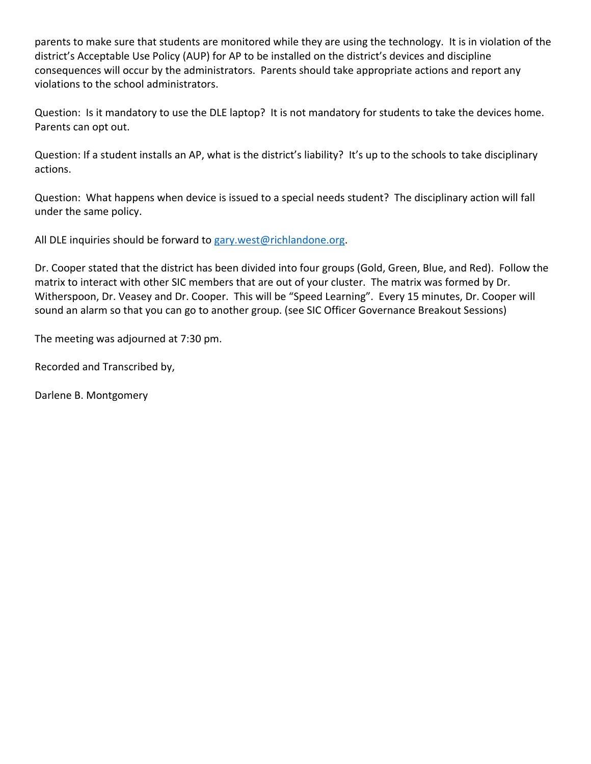parents to make sure that students are monitored while they are using the technology. It is in violation of the district's Acceptable Use Policy (AUP) for AP to be installed on the district's devices and discipline consequences will occur by the administrators. Parents should take appropriate actions and report any violations to the school administrators.

Question: Is it mandatory to use the DLE laptop? It is not mandatory for students to take the devices home. Parents can opt out.

Question: If a student installs an AP, what is the district's liability? It's up to the schools to take disciplinary actions.

Question: What happens when device is issued to a special needs student? The disciplinary action will fall under the same policy.

All DLE inquiries should be forward to gary.west@richlandone.org.

Dr. Cooper stated that the district has been divided into four groups (Gold, Green, Blue, and Red). Follow the matrix to interact with other SIC members that are out of your cluster. The matrix was formed by Dr. Witherspoon, Dr. Veasey and Dr. Cooper. This will be "Speed Learning". Every 15 minutes, Dr. Cooper will sound an alarm so that you can go to another group. (see SIC Officer Governance Breakout Sessions)

The meeting was adjourned at 7:30 pm.

Recorded and Transcribed by,

Darlene B. Montgomery